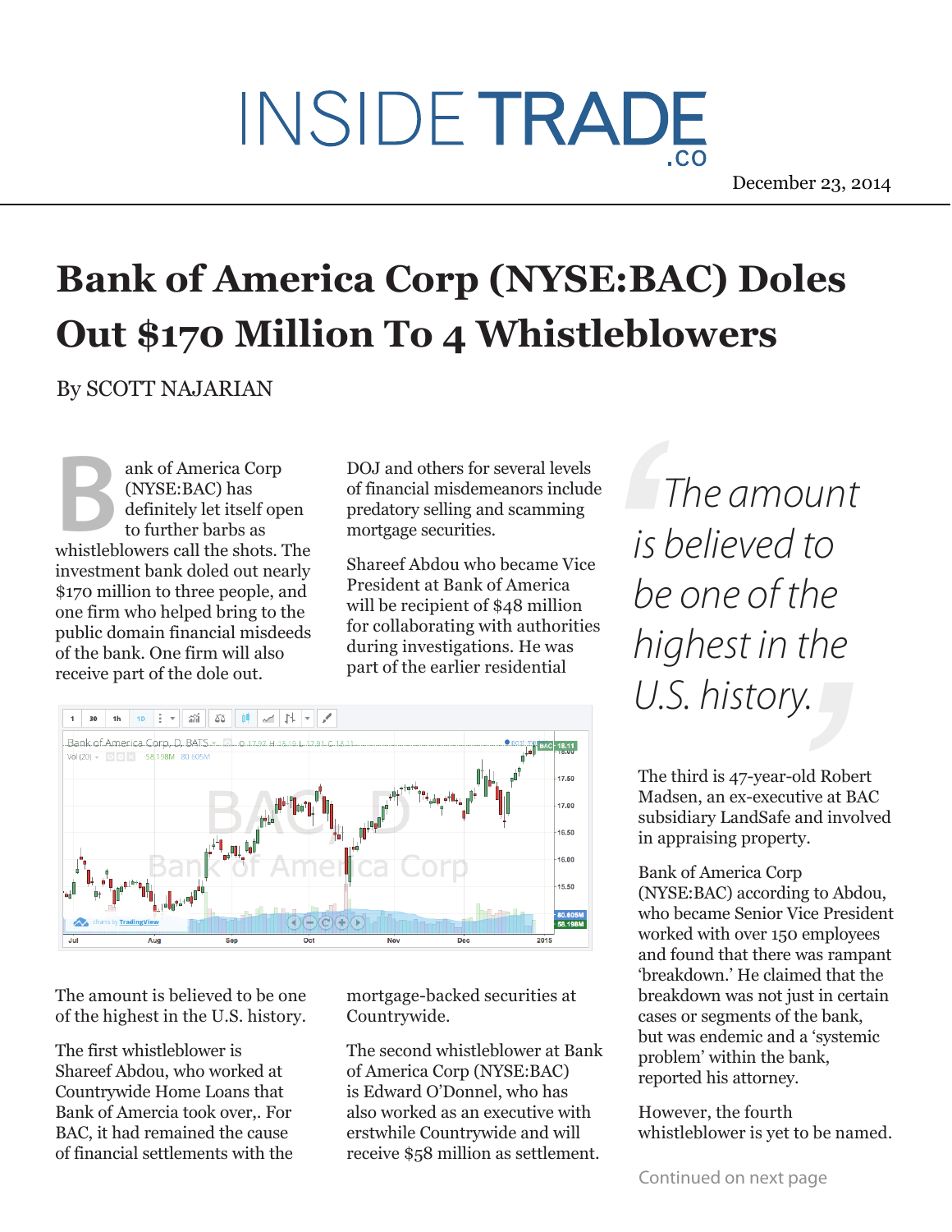# INSIDE TRADE .co

December 23, 2014

# Bank of America Corp (NYSE:BAC) Doles Out $170 Million To 4 Whistleblowers

By SCOTT NAJARIAN

Bank of America Corp (NYSE:BAC) has definitely let itself open to further barbs as whistleblowers call the shots. The investment bank doled out nearly $170 million to three people, and one firm who helped bring to the public domain financial misdeeds of the bank. One firm will also receive part of the dole out.

The amount is believed to be one of the highest in the U.S. history.

The first whistleblower is Shareef Abdou, who worked at Countrywide Home Loans that Bank of Amercia took over,. For BAC, it had remained the cause of financial settlements with the DOJ and others for several levels of financial misdemeanors include predatory selling and scamming mortgage securities.

Shareef Abdou who became Vice President at Bank of America will be recipient of $48 million for collaborating with authorities during investigations. He was part of the earlier residential mortgage-backed securities at Countrywide.

The second whistleblower at Bank of America Corp (NYSE:BAC) is Edward O'Donnel, who has also worked as an executive with erstwhile Countrywide and will receive $58 million as settlement.

> *The amount is believed to be one of the highest in the U.S. history.*

The third is 47-year-old Robert Madsen, an ex-executive at BAC subsidiary LandSafe and involved in appraising property.

Bank of America Corp (NYSE:BAC) according to Abdou, who became Senior Vice President worked with over 150 employees and found that there was rampant 'breakdown.' He claimed that the breakdown was not just in certain cases or segments of the bank, but was endemic and a 'systemic problem' within the bank, reported his attorney.

However, the fourth whistleblower is yet to be named.

Continued on next page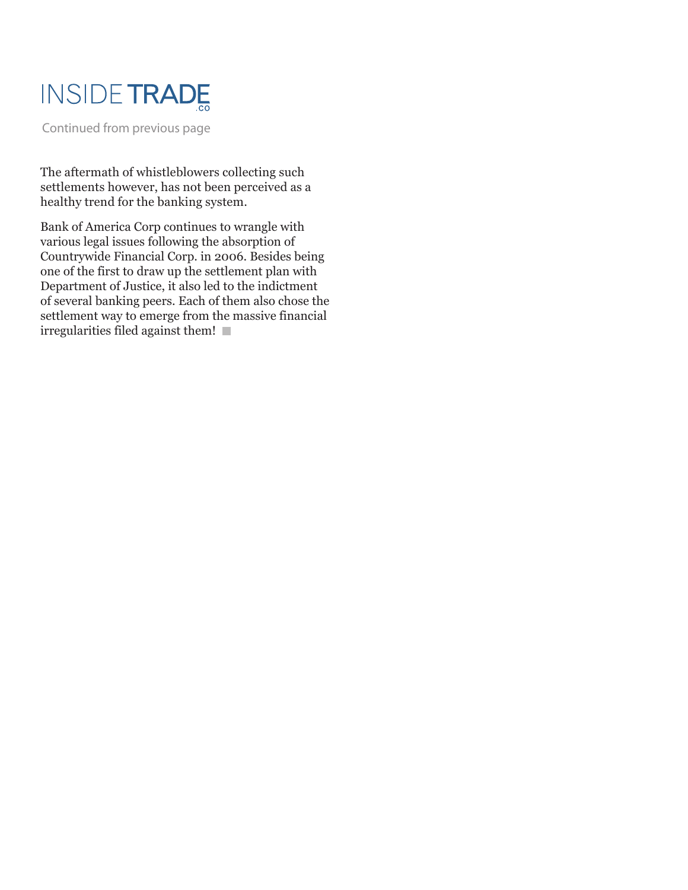Continued from previous page

The aftermath of whistleblowers collecting such settlements however, has not been perceived as a healthy trend for the banking system.

Bank of America Corp continues to wrangle with various legal issues following the absorption of Countrywide Financial Corp. in 2006. Besides being one of the first to draw up the settlement plan with Department of Justice, it also led to the indictment of several banking peers. Each of them also chose the settlement way to emerge from the massive financial irregularities filed against them!